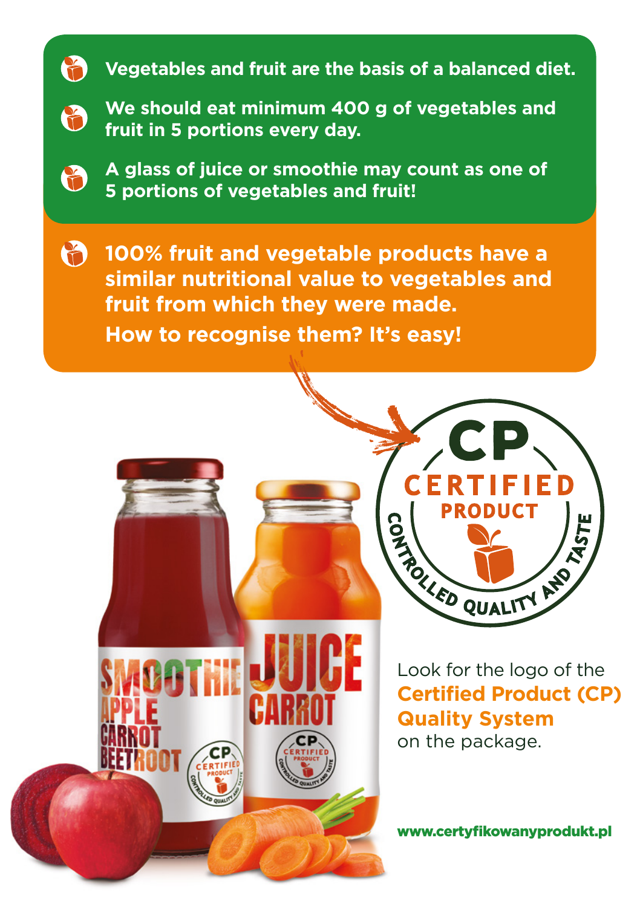- **Vegetables and fruit are the basis of a balanced diet.**
- **We should eat minimum 400 g of vegetables and fruit in 5 portions every day.**
- **A glass of juice or smoothie may count as one of 5 portions of vegetables and fruit!**
- **100% fruit and vegetable products have a similar nutritional value to vegetables and fruit from which they were made.**

**How to recognise them? It's easy!**

Look for the logo of the **Certified Product (CP) Quality System** on the package.

**www.certyfikowanyprodukt.pl**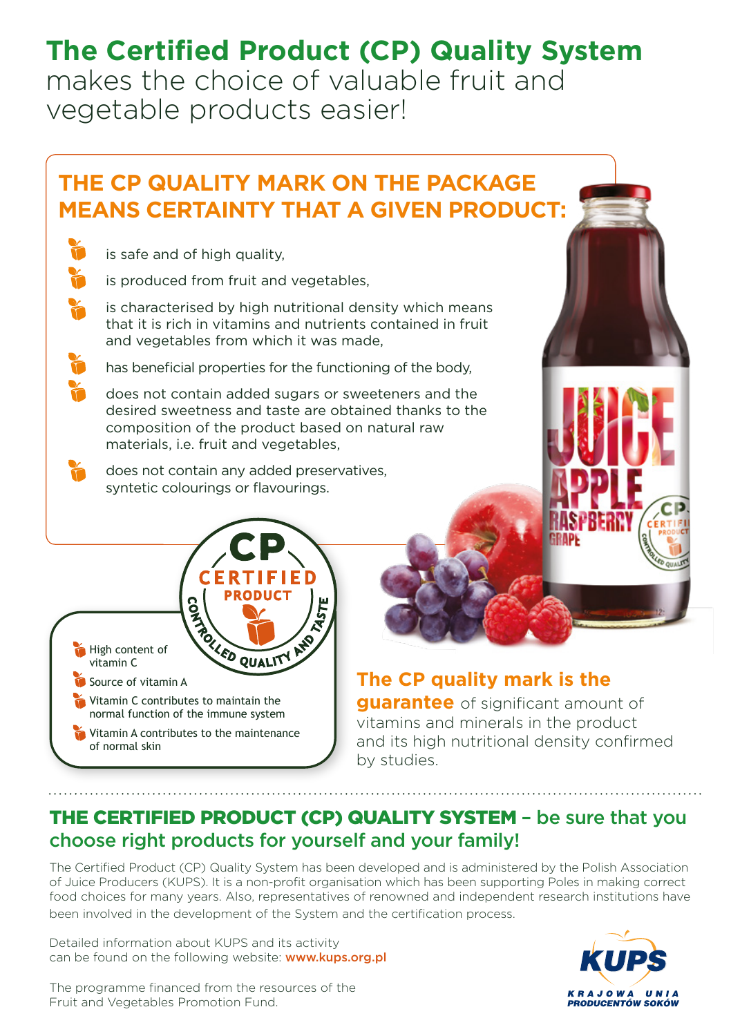# The Certified Product (CP) Quality System

makes the choice of valuable fruit and vegetable products easier!

## THE CP QUALITY MARK ON THE PACKAGE MEANS CERTAINTY THAT A GIVEN PRODUCT:

- is safe and of high quality,
- is produced from fruit and vegetables,
- is characterised by high nutritional density which means that it is rich in vitamins and nutrients contained in fruit and vegetables from which it was made,
- has beneficial properties for the functioning of the body,
- does not contain added sugars or sweeteners and the desired sweetness and taste are obtained thanks to the composition of the product based on natural raw materials, i.e. fruit and vegetables,
- does not contain any added preservatives, syntetic colourings or flavourings.

CP CERTIFIED PRODUCT – CONTROLLED QUALITY AND TASTE

- High content of vitamin C
- Source of vitamin A
- Vitamin C contributes to maintain the normal function of the immune system
- Vitamin A contributes to the maintenance of normal skin

JUICE APPLE RASPBERRY GRAPE

**The CP quality mark is the guarantee** of significant amount of vitamins and minerals in the product and its high nutritional density confirmed by studies.

## THE CERTIFIED PRODUCT (CP) QUALITY SYSTEM – be sure that you choose right products for yourself and your family!

The Certified Product (CP) Quality System has been developed and is administered by the Polish Association of Juice Producers (KUPS). It is a non-profit organisation which has been supporting Poles in making correct food choices for many years. Also, representatives of renowned and independent research institutions have been involved in the development of the System and the certification process.

Detailed information about KUPS and its activity can be found on the following website: **www.kups.org.pl**

The programme financed from the resources of the Fruit and Vegetables Promotion Fund.

KUPS – KRAJOWA UNIA PRODUCENTÓW SOKÓW